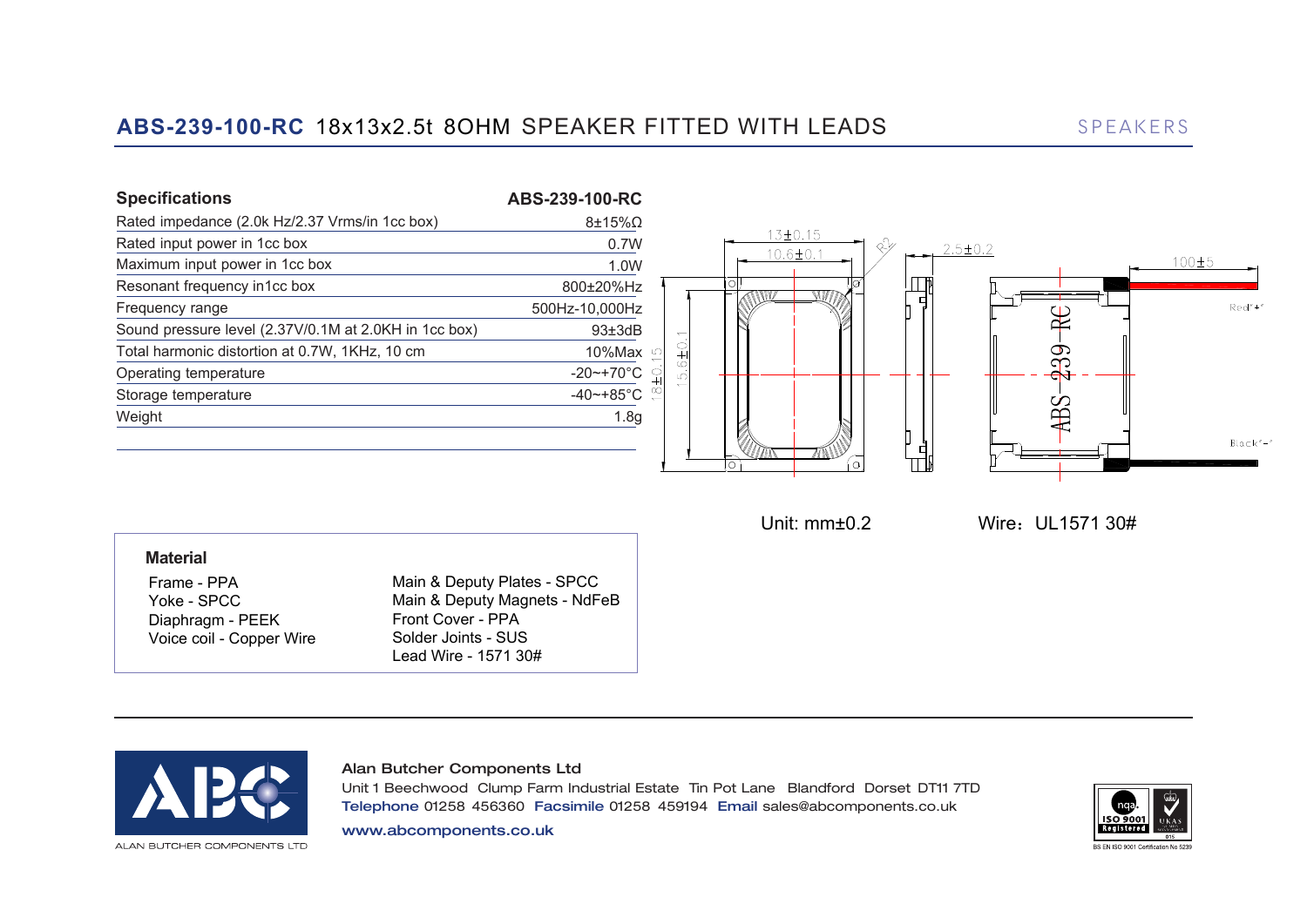# ABS-239-100-RC 18x13x2.5t 8OHM SPEAKER FITTED WITH LEADS

SPEAKERS

| Specifications | ABS-239-100-RC |
|---|---|
| Rated impedance (2.0k Hz/2.37 Vrms/in 1cc box) | 8±15%Ω |
| Rated input power in 1cc box | 0.7W |
| Maximum input power in 1cc box | 1.0W |
| Resonant frequency in1cc box | 800±20%Hz |
| Frequency range | 500Hz-10,000Hz |
| Sound pressure level (2.37V/0.1M at 2.0KH in 1cc box) | 93±3dB |
| Total harmonic distortion at 0.7W, 1KHz, 10 cm | 10%Max |
| Operating temperature | -20~+70°C |
| Storage temperature | -40~+85°C |
| Weight | 1.8g |

13±0.15
10.6±0.1
R2
2.5±0.2
100±5
18±0.15
15.6±0.1
ABS-239-RC
Red"+"
Black"-"

Unit: mm±0.2

Wire：UL1571 30#

## Material

Frame - PPA
Yoke - SPCC
Diaphragm - PEEK
Voice coil - Copper Wire

Main & Deputy Plates - SPCC
Main & Deputy Magnets - NdFeB
Front Cover - PPA
Solder Joints - SUS
Lead Wire - 1571 30#

ALAN BUTCHER COMPONENTS LTD

**Alan Butcher Components Ltd**
Unit 1 Beechwood Clump Farm Industrial Estate Tin Pot Lane Blandford Dorset DT11 7TD
**Telephone** 01258 456360 **Facsimile** 01258 459194 **Email** sales@abcomponents.co.uk
**www.abcomponents.co.uk**

BS EN ISO 9001 Certification No 5239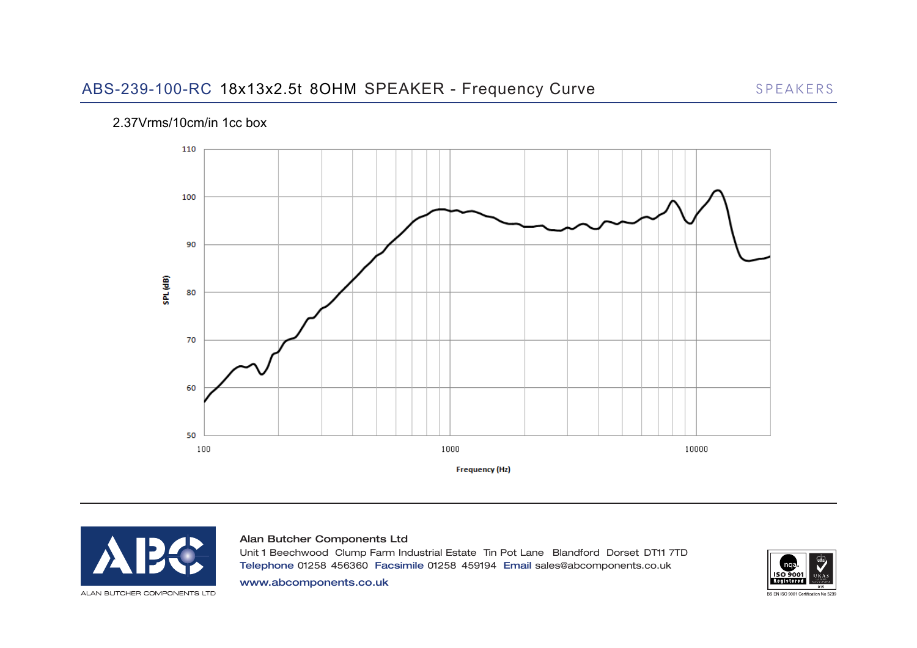# ABS-239-100-RC 18x13x2.5t 8OHM SPEAKER - Frequency Curve

SPEAKERS

2.37Vrms/10cm/in 1cc box

SPL (dB)

110

100

90

80

70

60

50

100

1000

10000

Frequency (Hz)

**Alan Butcher Components Ltd**

Unit 1 Beechwood Clump Farm Industrial Estate Tin Pot Lane Blandford Dorset DT11 7TD

**Telephone** 01258 456360 **Facsimile** 01258 459194 **Email** sales@abcomponents.co.uk

**www.abcomponents.co.uk**

ALAN BUTCHER COMPONENTS LTD

BS EN ISO 9001 Certification No 5239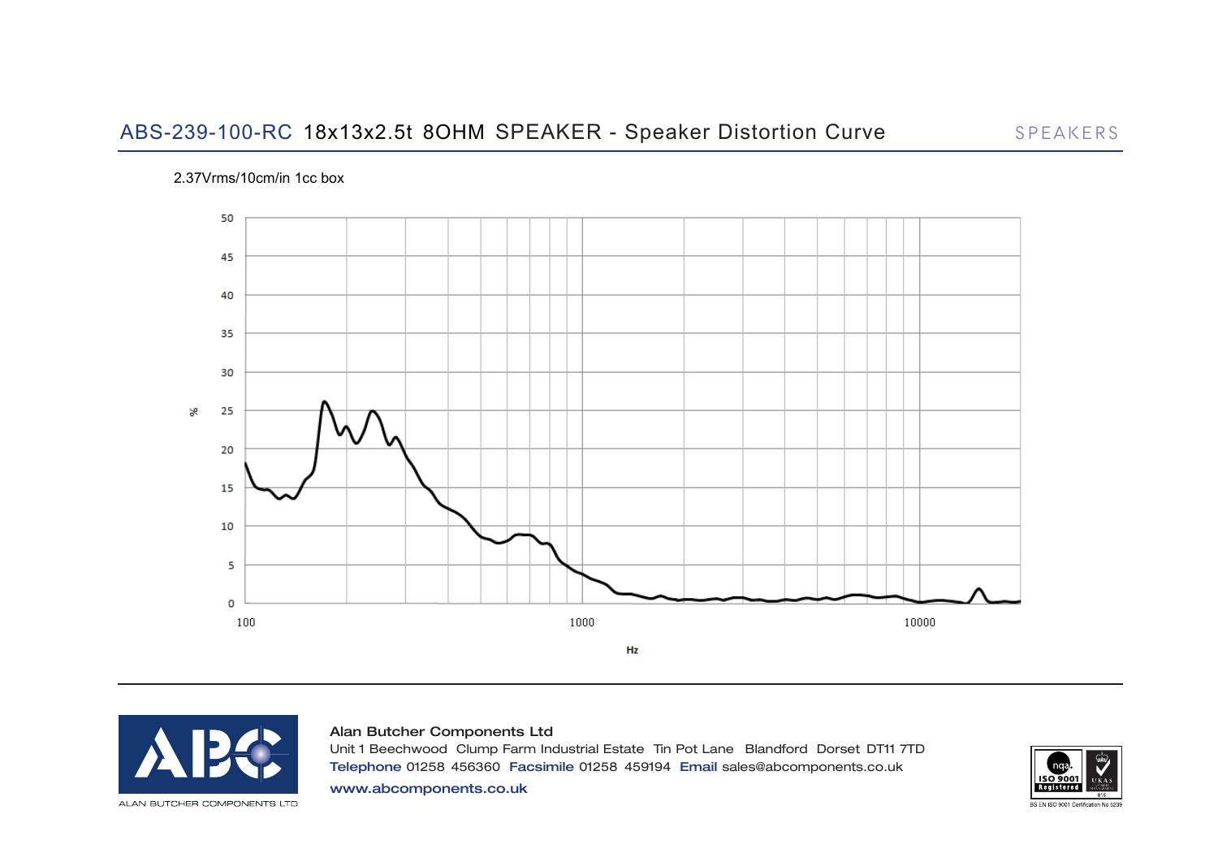# ABS-239-100-RC 18x13x2.5t 8OHM SPEAKER - Speaker Distortion Curve

SPEAKERS

2.37Vrms/10cm/in 1cc box

%

50
45
40
35
30
25
20
15
10
5
0

100
1000
10000

Hz

**Alan Butcher Components Ltd**
Unit 1 Beechwood Clump Farm Industrial Estate Tin Pot Lane Blandford Dorset DT11 7TD
**Telephone** 01258 456360 **Facsimile** 01258 459194 **Email** sales@abcomponents.co.uk
**www.abcomponents.co.uk**

ALAN BUTCHER COMPONENTS LTD

BS EN ISO 9001 Certification No 5239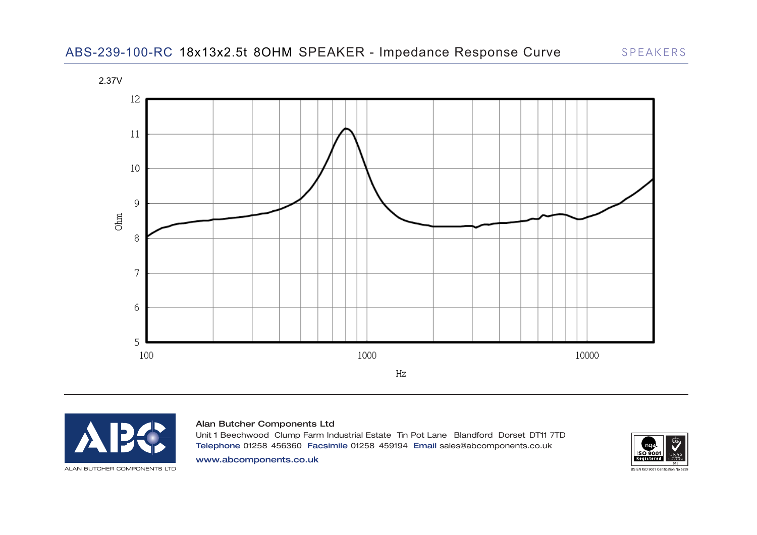# ABS-239-100-RC 18x13x2.5t 8OHM SPEAKER - Impedance Response Curve

SPEAKERS

2.37V

Ohm

12
11
10
9
8
7
6
5

100
1000
10000

Hz

ALAN BUTCHER COMPONENTS LTD

**Alan Butcher Components Ltd**

Unit 1 Beechwood Clump Farm Industrial Estate Tin Pot Lane Blandford Dorset DT11 7TD

**Telephone** 01258 456360 **Facsimile** 01258 459194 **Email** sales@abcomponents.co.uk

**www.abcomponents.co.uk**

BS EN ISO 9001 Certification No 5239